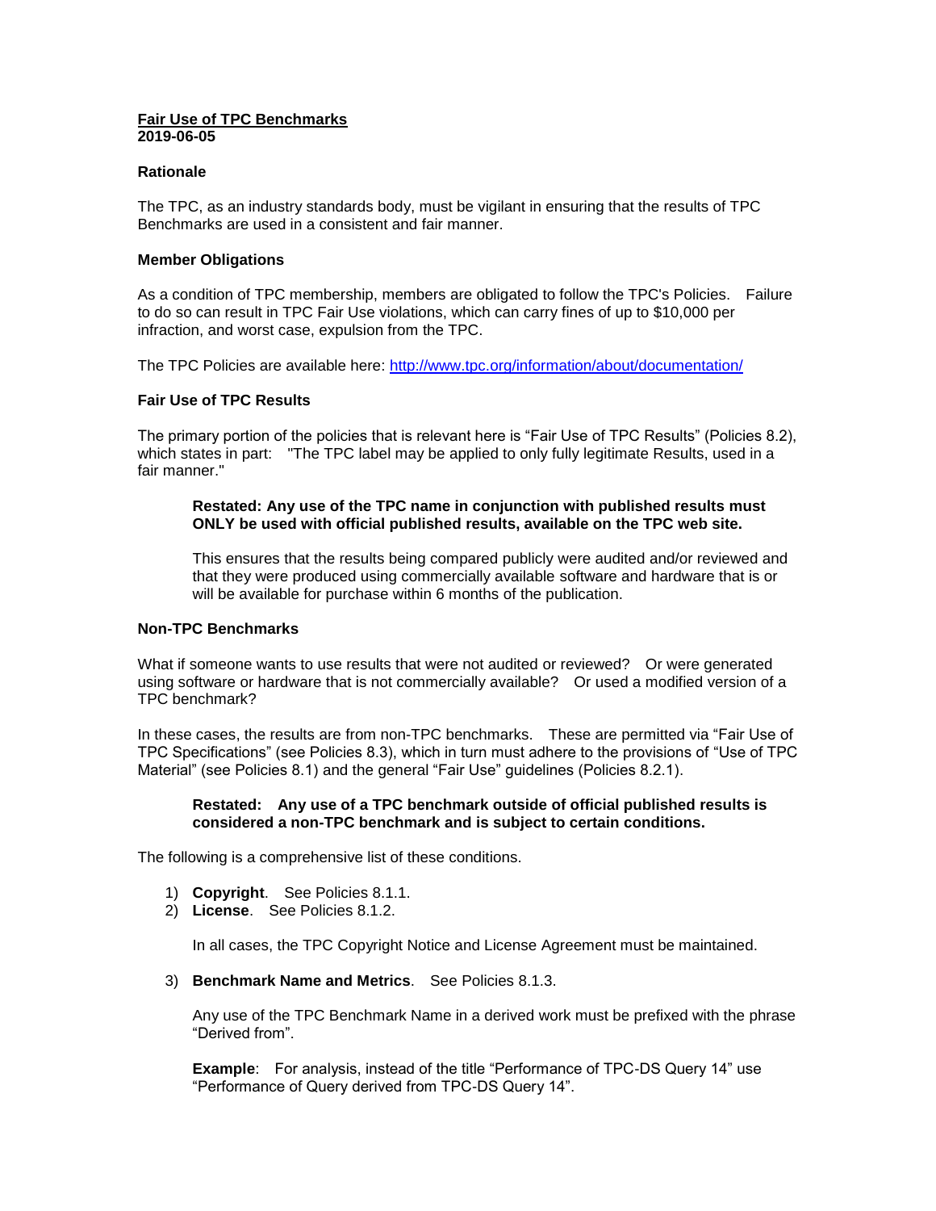# Fair Use of TPC Benchmarks

**2019-06-05**

### Rationale

The TPC, as an industry standards body, must be vigilant in ensuring that the results of TPC Benchmarks are used in a consistent and fair manner.

### Member Obligations

As a condition of TPC membership, members are obligated to follow the TPC's Policies. Failure to do so can result in TPC Fair Use violations, which can carry fines of up to $10,000 per infraction, and worst case, expulsion from the TPC.

The TPC Policies are available here: [http://www.tpc.org/information/about/documentation/](http://www.tpc.org/information/about/documentation/)

### Fair Use of TPC Results

The primary portion of the policies that is relevant here is "Fair Use of TPC Results" (Policies 8.2), which states in part: "The TPC label may be applied to only fully legitimate Results, used in a fair manner."

> **Restated: Any use of the TPC name in conjunction with published results must ONLY be used with official published results, available on the TPC web site.**
>
> This ensures that the results being compared publicly were audited and/or reviewed and that they were produced using commercially available software and hardware that is or will be available for purchase within 6 months of the publication.

### Non-TPC Benchmarks

What if someone wants to use results that were not audited or reviewed? Or were generated using software or hardware that is not commercially available? Or used a modified version of a TPC benchmark?

In these cases, the results are from non-TPC benchmarks. These are permitted via "Fair Use of TPC Specifications" (see Policies 8.3), which in turn must adhere to the provisions of "Use of TPC Material" (see Policies 8.1) and the general "Fair Use" guidelines (Policies 8.2.1).

> **Restated: Any use of a TPC benchmark outside of official published results is considered a non-TPC benchmark and is subject to certain conditions.**

The following is a comprehensive list of these conditions.

1) **Copyright**. See Policies 8.1.1.
2) **License**. See Policies 8.1.2.

   In all cases, the TPC Copyright Notice and License Agreement must be maintained.

3) **Benchmark Name and Metrics**. See Policies 8.1.3.

   Any use of the TPC Benchmark Name in a derived work must be prefixed with the phrase "Derived from".

   **Example**: For analysis, instead of the title "Performance of TPC-DS Query 14" use "Performance of Query derived from TPC-DS Query 14".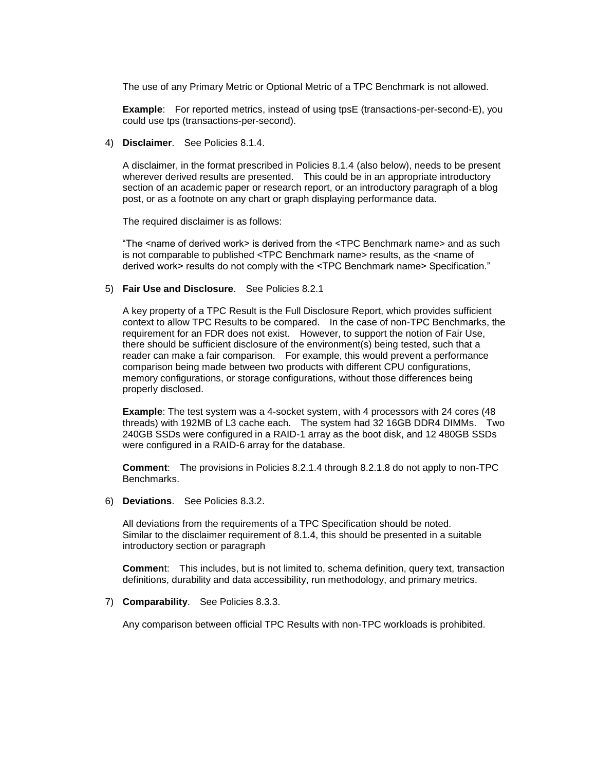The use of any Primary Metric or Optional Metric of a TPC Benchmark is not allowed.

**Example**: For reported metrics, instead of using tpsE (transactions-per-second-E), you could use tps (transactions-per-second).

4) **Disclaimer**. See Policies 8.1.4.

   A disclaimer, in the format prescribed in Policies 8.1.4 (also below), needs to be present wherever derived results are presented. This could be in an appropriate introductory section of an academic paper or research report, or an introductory paragraph of a blog post, or as a footnote on any chart or graph displaying performance data.

   The required disclaimer is as follows:

   "The <name of derived work> is derived from the <TPC Benchmark name> and as such is not comparable to published <TPC Benchmark name> results, as the <name of derived work> results do not comply with the <TPC Benchmark name> Specification."

5) **Fair Use and Disclosure**. See Policies 8.2.1

   A key property of a TPC Result is the Full Disclosure Report, which provides sufficient context to allow TPC Results to be compared. In the case of non-TPC Benchmarks, the requirement for an FDR does not exist. However, to support the notion of Fair Use, there should be sufficient disclosure of the environment(s) being tested, such that a reader can make a fair comparison. For example, this would prevent a performance comparison being made between two products with different CPU configurations, memory configurations, or storage configurations, without those differences being properly disclosed.

   **Example**: The test system was a 4-socket system, with 4 processors with 24 cores (48 threads) with 192MB of L3 cache each. The system had 32 16GB DDR4 DIMMs. Two 240GB SSDs were configured in a RAID-1 array as the boot disk, and 12 480GB SSDs were configured in a RAID-6 array for the database.

   **Comment**: The provisions in Policies 8.2.1.4 through 8.2.1.8 do not apply to non-TPC Benchmarks.

6) **Deviations**. See Policies 8.3.2.

   All deviations from the requirements of a TPC Specification should be noted. Similar to the disclaimer requirement of 8.1.4, this should be presented in a suitable introductory section or paragraph

   **Comment**: This includes, but is not limited to, schema definition, query text, transaction definitions, durability and data accessibility, run methodology, and primary metrics.

7) **Comparability**. See Policies 8.3.3.

   Any comparison between official TPC Results with non-TPC workloads is prohibited.